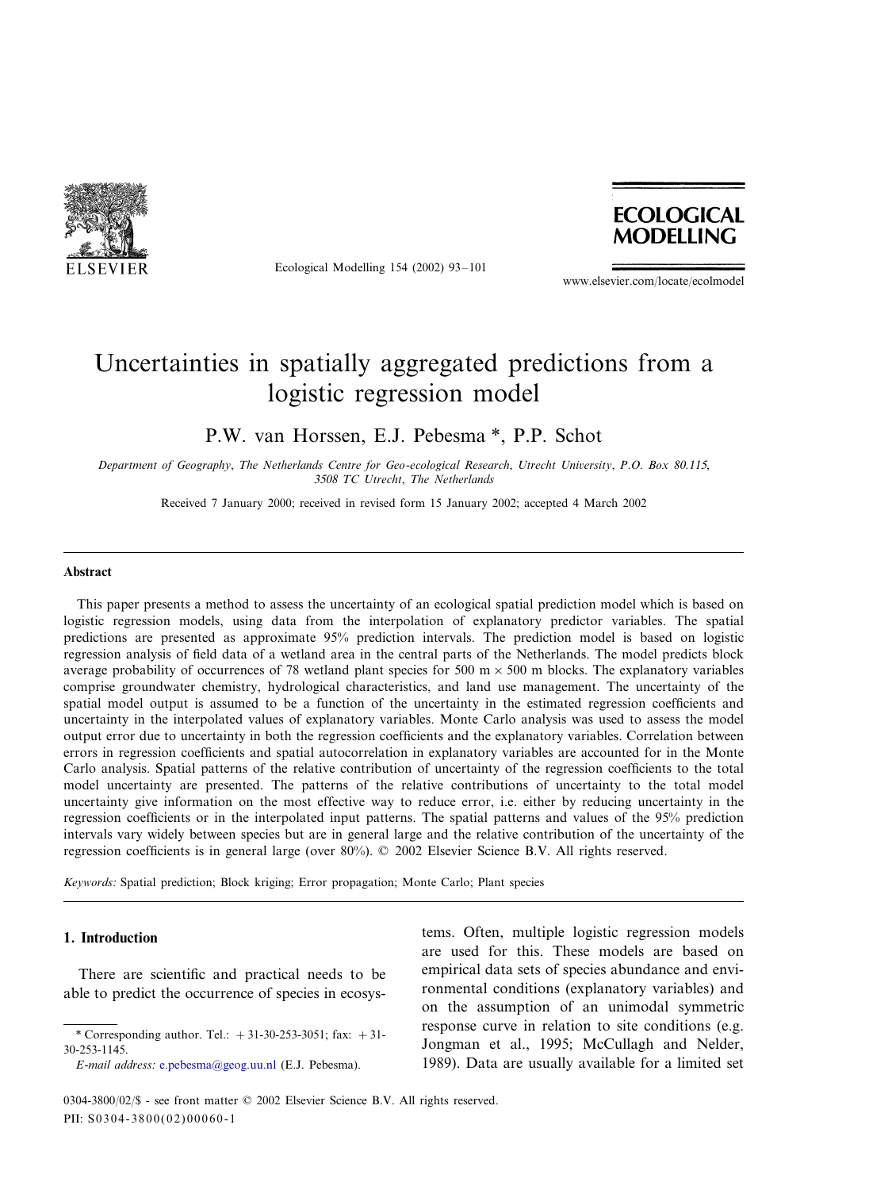// Uncertainties in spatially aggregated predictions from a logistic regression model

P.W. van Horssen, E.J. Pebesma *, P.P. Schot

*Department of Geography, The Netherlands Centre for Geo-ecological Research, Utrecht University, P.O. Box 80.115, 3508 TC Utrecht, The Netherlands*

Received 7 January 2000; received in revised form 15 January 2002; accepted 4 March 2002

## Abstract

This paper presents a method to assess the uncertainty of an ecological spatial prediction model which is based on logistic regression models, using data from the interpolation of explanatory predictor variables. The spatial predictions are presented as approximate 95% prediction intervals. The prediction model is based on logistic regression analysis of field data of a wetland area in the central parts of the Netherlands. The model predicts block average probability of occurrences of 78 wetland plant species for 500 m × 500 m blocks. The explanatory variables comprise groundwater chemistry, hydrological characteristics, and land use management. The uncertainty of the spatial model output is assumed to be a function of the uncertainty in the estimated regression coefficients and uncertainty in the interpolated values of explanatory variables. Monte Carlo analysis was used to assess the model output error due to uncertainty in both the regression coefficients and the explanatory variables. Correlation between errors in regression coefficients and spatial autocorrelation in explanatory variables are accounted for in the Monte Carlo analysis. Spatial patterns of the relative contribution of uncertainty of the regression coefficients to the total model uncertainty are presented. The patterns of the relative contributions of uncertainty to the total model uncertainty give information on the most effective way to reduce error, i.e. either by reducing uncertainty in the regression coefficients or in the interpolated input patterns. The spatial patterns and values of the 95% prediction intervals vary widely between species but are in general large and the relative contribution of the uncertainty of the regression coefficients is in general large (over 80%). © 2002 Elsevier Science B.V. All rights reserved.

*Keywords:* Spatial prediction; Block kriging; Error propagation; Monte Carlo; Plant species

## 1. Introduction

There are scientific and practical needs to be able to predict the occurrence of species in ecosystems. Often, multiple logistic regression models are used for this. These models are based on empirical data sets of species abundance and environmental conditions (explanatory variables) and on the assumption of an unimodal symmetric response curve in relation to site conditions (e.g. Jongman et al., 1995; McCullagh and Nelder, 1989). Data are usually available for a limited set

---

\* Corresponding author. Tel.: +31-30-253-3051; fax: +31-30-253-1145.

*E-mail address:* e.pebesma@geog.uu.nl (E.J. Pebesma).

0304-3800/02/$ - see front matter © 2002 Elsevier Science B.V. All rights reserved.
PII: S0304-3800(02)00060-1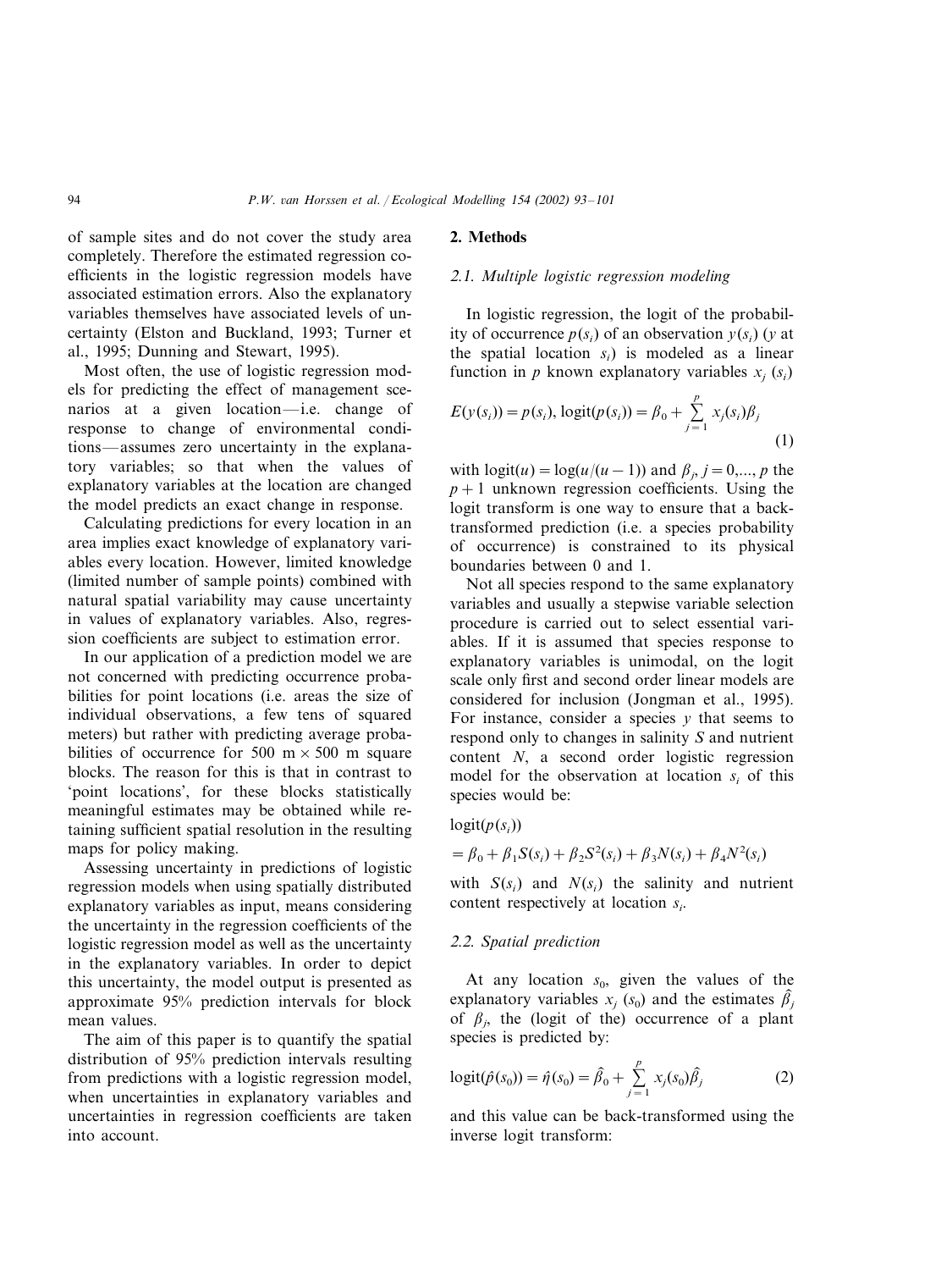of sample sites and do not cover the study area completely. Therefore the estimated regression coefficients in the logistic regression models have associated estimation errors. Also the explanatory variables themselves have associated levels of uncertainty (Elston and Buckland, 1993; Turner et al., 1995; Dunning and Stewart, 1995).

Most often, the use of logistic regression models for predicting the effect of management scenarios at a given location—i.e. change of response to change of environmental conditions—assumes zero uncertainty in the explanatory variables; so that when the values of explanatory variables at the location are changed the model predicts an exact change in response.

Calculating predictions for every location in an area implies exact knowledge of explanatory variables every location. However, limited knowledge (limited number of sample points) combined with natural spatial variability may cause uncertainty in values of explanatory variables. Also, regression coefficients are subject to estimation error.

In our application of a prediction model we are not concerned with predicting occurrence probabilities for point locations (i.e. areas the size of individual observations, a few tens of squared meters) but rather with predicting average probabilities of occurrence for 500 m × 500 m square blocks. The reason for this is that in contrast to 'point locations', for these blocks statistically meaningful estimates may be obtained while retaining sufficient spatial resolution in the resulting maps for policy making.

Assessing uncertainty in predictions of logistic regression models when using spatially distributed explanatory variables as input, means considering the uncertainty in the regression coefficients of the logistic regression model as well as the uncertainty in the explanatory variables. In order to depict this uncertainty, the model output is presented as approximate 95% prediction intervals for block mean values.

The aim of this paper is to quantify the spatial distribution of 95% prediction intervals resulting from predictions with a logistic regression model, when uncertainties in explanatory variables and uncertainties in regression coefficients are taken into account.

## 2. Methods

### 2.1. Multiple logistic regression modeling

In logistic regression, the logit of the probability of occurrence $p(s_i)$ of an observation $y(s_i)$ ($y$ at the spatial location $s_i$) is modeled as a linear function in $p$ known explanatory variables $x_j\ (s_i)$

$$E(y(s_i)) = p(s_i),\ \text{logit}(p(s_i)) = \beta_0 + \sum_{j=1}^{p} x_j(s_i)\beta_j \tag{1}$$

with $\text{logit}(u) = \log(u/(u-1))$ and $\beta_j$, $j = 0,..., p$ the $p+1$ unknown regression coefficients. Using the logit transform is one way to ensure that a back-transformed prediction (i.e. a species probability of occurrence) is constrained to its physical boundaries between 0 and 1.

Not all species respond to the same explanatory variables and usually a stepwise variable selection procedure is carried out to select essential variables. If it is assumed that species response to explanatory variables is unimodal, on the logit scale only first and second order linear models are considered for inclusion (Jongman et al., 1995). For instance, consider a species $y$ that seems to respond only to changes in salinity $S$ and nutrient content $N$, a second order logistic regression model for the observation at location $s_i$ of this species would be:

$$\text{logit}(p(s_i)) = \beta_0 + \beta_1 S(s_i) + \beta_2 S^2(s_i) + \beta_3 N(s_i) + \beta_4 N^2(s_i)$$

with $S(s_i)$ and $N(s_i)$ the salinity and nutrient content respectively at location $s_i$.

### 2.2. Spatial prediction

At any location $s_0$, given the values of the explanatory variables $x_j\ (s_0)$ and the estimates $\hat{\beta}_j$ of $\beta_j$, the (logit of the) occurrence of a plant species is predicted by:

$$\text{logit}(\hat{p}(s_0)) = \hat{\eta}(s_0) = \hat{\beta}_0 + \sum_{j=1}^{p} x_j(s_0)\hat{\beta}_j \tag{2}$$

and this value can be back-transformed using the inverse logit transform: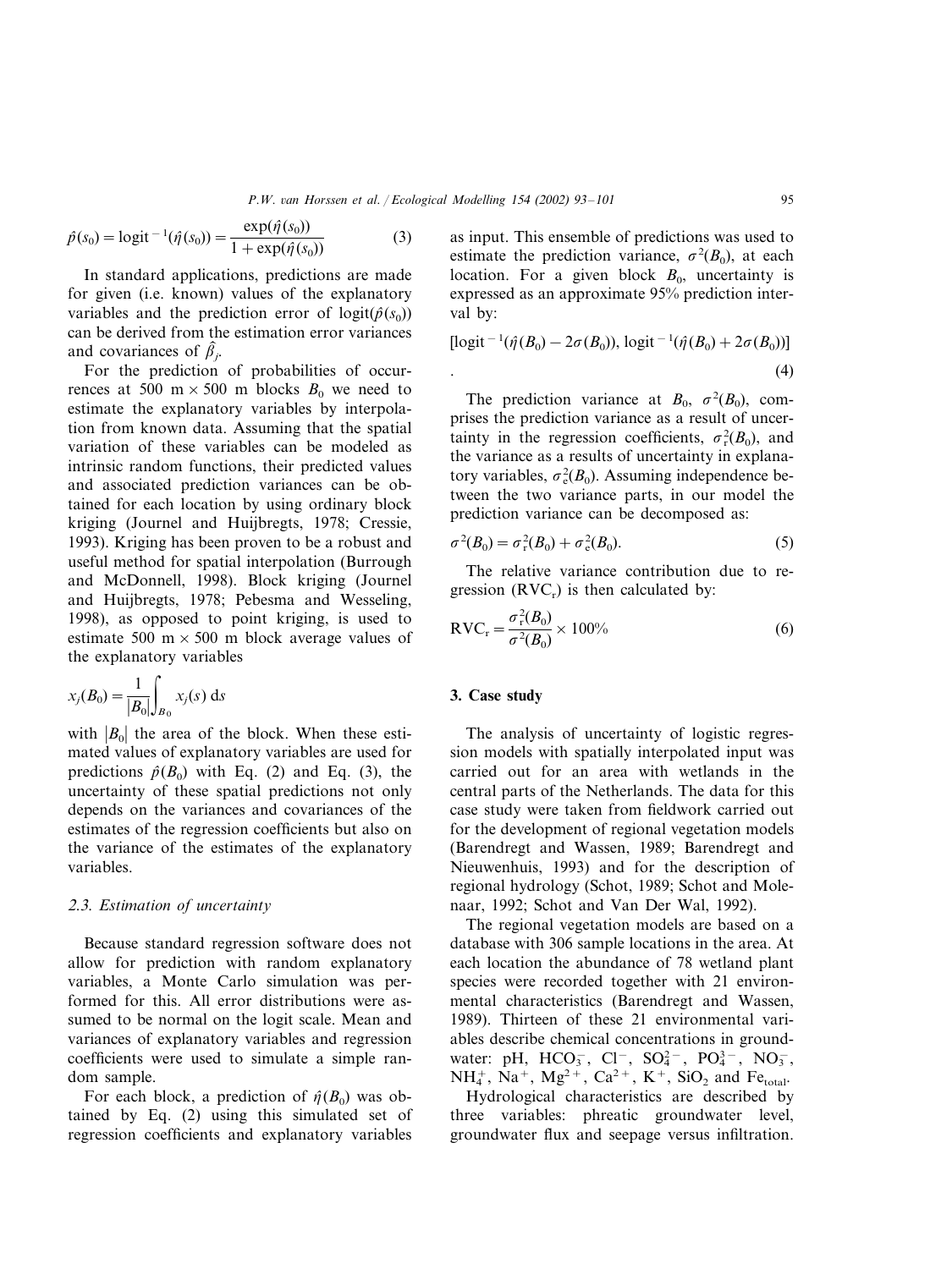$$\hat{p}(s_0) = \text{logit}^{-1}(\hat{\eta}(s_0)) = \frac{\exp(\hat{\eta}(s_0))}{1 + \exp(\hat{\eta}(s_0))} \tag{3}$$

In standard applications, predictions are made for given (i.e. known) values of the explanatory variables and the prediction error of $\text{logit}(\hat{p}(s_0))$ can be derived from the estimation error variances and covariances of $\hat{\beta}_j$.

For the prediction of probabilities of occurrences at 500 m × 500 m blocks $B_0$ we need to estimate the explanatory variables by interpolation from known data. Assuming that the spatial variation of these variables can be modeled as intrinsic random functions, their predicted values and associated prediction variances can be obtained for each location by using ordinary block kriging (Journel and Huijbregts, 1978; Cressie, 1993). Kriging has been proven to be a robust and useful method for spatial interpolation (Burrough and McDonnell, 1998). Block kriging (Journel and Huijbregts, 1978; Pebesma and Wesseling, 1998), as opposed to point kriging, is used to estimate 500 m × 500 m block average values of the explanatory variables

$$x_j(B_0) = \frac{1}{|B_0|}\int_{B_0} x_j(s)\, \mathrm{d}s$$

with $|B_0|$ the area of the block. When these estimated values of explanatory variables are used for predictions $\hat{p}(B_0)$ with Eq. (2) and Eq. (3), the uncertainty of these spatial predictions not only depends on the variances and covariances of the estimates of the regression coefficients but also on the variance of the estimates of the explanatory variables.

### 2.3. Estimation of uncertainty

Because standard regression software does not allow for prediction with random explanatory variables, a Monte Carlo simulation was performed for this. All error distributions were assumed to be normal on the logit scale. Mean and variances of explanatory variables and regression coefficients were used to simulate a simple random sample.

For each block, a prediction of $\hat{\eta}(B_0)$ was obtained by Eq. (2) using this simulated set of regression coefficients and explanatory variables as input. This ensemble of predictions was used to estimate the prediction variance, $\sigma^2(B_0)$, at each location. For a given block $B_0$, uncertainty is expressed as an approximate 95% prediction interval by:

$$[\text{logit}^{-1}(\hat{\eta}(B_0) - 2\sigma(B_0)),\ \text{logit}^{-1}(\hat{\eta}(B_0) + 2\sigma(B_0))]\ . \tag{4}$$

The prediction variance at $B_0$, $\sigma^2(B_0)$, comprises the prediction variance as a result of uncertainty in the regression coefficients, $\sigma_r^2(B_0)$, and the variance as a results of uncertainty in explanatory variables, $\sigma_e^2(B_0)$. Assuming independence between the two variance parts, in our model the prediction variance can be decomposed as:

$$\sigma^2(B_0) = \sigma_r^2(B_0) + \sigma_e^2(B_0). \tag{5}$$

The relative variance contribution due to regression ($\text{RVC}_r$) is then calculated by:

$$\text{RVC}_r = \frac{\sigma_r^2(B_0)}{\sigma^2(B_0)} \times 100\% \tag{6}$$

## 3. Case study

The analysis of uncertainty of logistic regression models with spatially interpolated input was carried out for an area with wetlands in the central parts of the Netherlands. The data for this case study were taken from fieldwork carried out for the development of regional vegetation models (Barendregt and Wassen, 1989; Barendregt and Nieuwenhuis, 1993) and for the description of regional hydrology (Schot, 1989; Schot and Molenaar, 1992; Schot and Van Der Wal, 1992).

The regional vegetation models are based on a database with 306 sample locations in the area. At each location the abundance of 78 wetland plant species were recorded together with 21 environmental characteristics (Barendregt and Wassen, 1989). Thirteen of these 21 environmental variables describe chemical concentrations in groundwater: pH, $HCO_3^-$, $Cl^-$, $SO_4^{2-}$, $PO_4^{3-}$, $NO_3^-$, $NH_4^+$, $Na^+$, $Mg^{2+}$, $Ca^{2+}$, $K^+$, $SiO_2$ and $Fe_{total}$.

Hydrological characteristics are described by three variables: phreatic groundwater level, groundwater flux and seepage versus infiltration.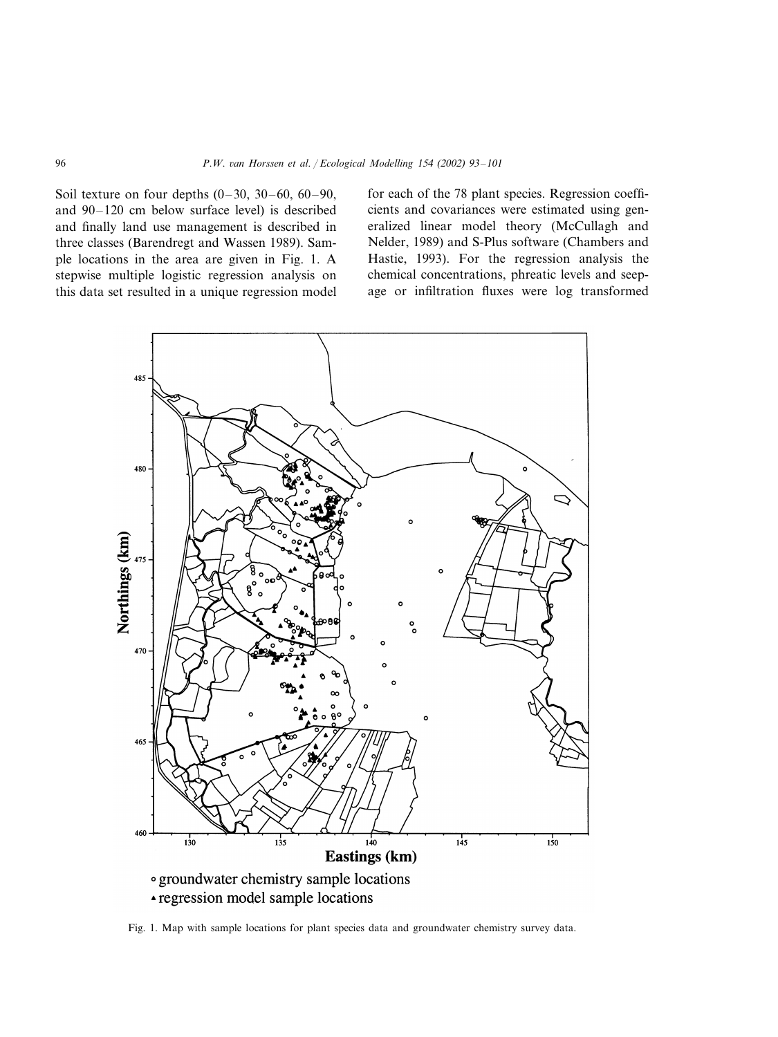Soil texture on four depths (0–30, 30–60, 60–90, and 90–120 cm below surface level) is described and finally land use management is described in three classes (Barendregt and Wassen 1989). Sample locations in the area are given in Fig. 1. A stepwise multiple logistic regression analysis on this data set resulted in a unique regression model for each of the 78 plant species. Regression coefficients and covariances were estimated using generalized linear model theory (McCullagh and Nelder, 1989) and S-Plus software (Chambers and Hastie, 1993). For the regression analysis the chemical concentrations, phreatic levels and seepage or infiltration fluxes were log transformed

Fig. 1. Map with sample locations for plant species data and groundwater chemistry survey data.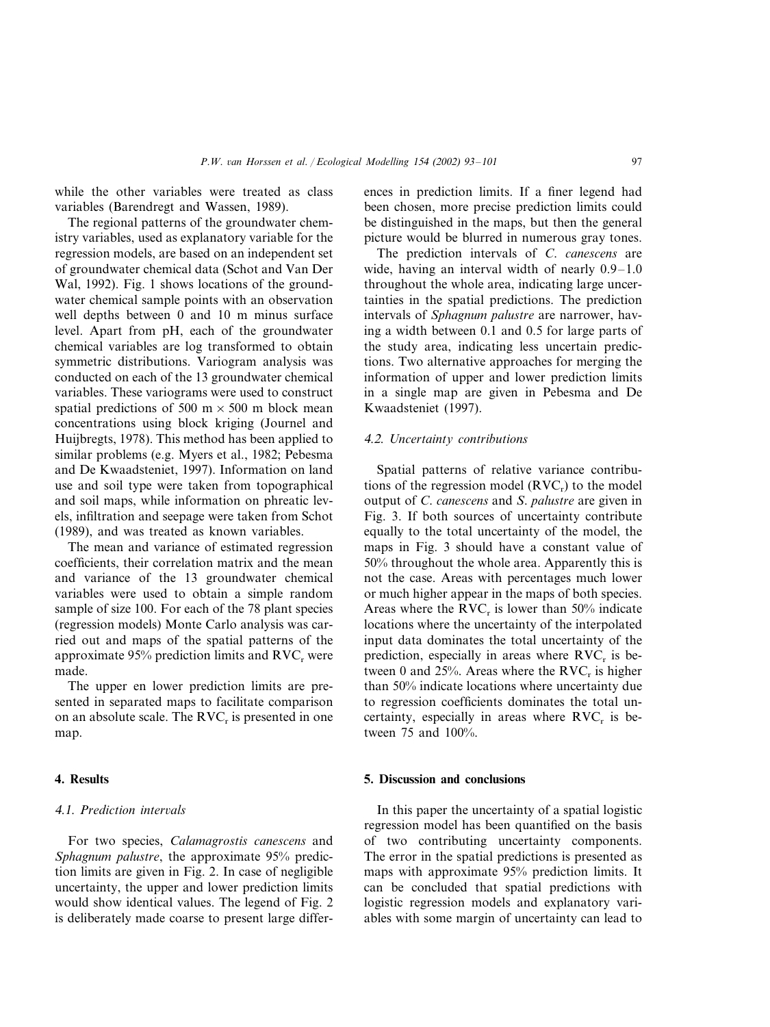while the other variables were treated as class variables (Barendregt and Wassen, 1989).

The regional patterns of the groundwater chemistry variables, used as explanatory variable for the regression models, are based on an independent set of groundwater chemical data (Schot and Van Der Wal, 1992). Fig. 1 shows locations of the groundwater chemical sample points with an observation well depths between 0 and 10 m minus surface level. Apart from pH, each of the groundwater chemical variables are log transformed to obtain symmetric distributions. Variogram analysis was conducted on each of the 13 groundwater chemical variables. These variograms were used to construct spatial predictions of 500 m × 500 m block mean concentrations using block kriging (Journel and Huijbregts, 1978). This method has been applied to similar problems (e.g. Myers et al., 1982; Pebesma and De Kwaadsteniet, 1997). Information on land use and soil type were taken from topographical and soil maps, while information on phreatic levels, infiltration and seepage were taken from Schot (1989), and was treated as known variables.

The mean and variance of estimated regression coefficients, their correlation matrix and the mean and variance of the 13 groundwater chemical variables were used to obtain a simple random sample of size 100. For each of the 78 plant species (regression models) Monte Carlo analysis was carried out and maps of the spatial patterns of the approximate 95% prediction limits and $RVC_r$ were made.

The upper en lower prediction limits are presented in separated maps to facilitate comparison on an absolute scale. The $RVC_r$ is presented in one map.

## 4. Results

### 4.1. Prediction intervals

For two species, *Calamagrostis canescens* and *Sphagnum palustre*, the approximate 95% prediction limits are given in Fig. 2. In case of negligible uncertainty, the upper and lower prediction limits would show identical values. The legend of Fig. 2 is deliberately made coarse to present large differences in prediction limits. If a finer legend had been chosen, more precise prediction limits could be distinguished in the maps, but then the general picture would be blurred in numerous gray tones.

The prediction intervals of *C. canescens* are wide, having an interval width of nearly 0.9–1.0 throughout the whole area, indicating large uncertainties in the spatial predictions. The prediction intervals of *Sphagnum palustre* are narrower, having a width between 0.1 and 0.5 for large parts of the study area, indicating less uncertain predictions. Two alternative approaches for merging the information of upper and lower prediction limits in a single map are given in Pebesma and De Kwaadsteniet (1997).

### 4.2. Uncertainty contributions

Spatial patterns of relative variance contributions of the regression model ($RVC_r$) to the model output of *C. canescens* and *S. palustre* are given in Fig. 3. If both sources of uncertainty contribute equally to the total uncertainty of the model, the maps in Fig. 3 should have a constant value of 50% throughout the whole area. Apparently this is not the case. Areas with percentages much lower or much higher appear in the maps of both species. Areas where the $RVC_r$ is lower than 50% indicate locations where the uncertainty of the interpolated input data dominates the total uncertainty of the prediction, especially in areas where $RVC_r$ is between 0 and 25%. Areas where the $RVC_r$ is higher than 50% indicate locations where uncertainty due to regression coefficients dominates the total uncertainty, especially in areas where $RVC_r$ is between 75 and 100%.

## 5. Discussion and conclusions

In this paper the uncertainty of a spatial logistic regression model has been quantified on the basis of two contributing uncertainty components. The error in the spatial predictions is presented as maps with approximate 95% prediction limits. It can be concluded that spatial predictions with logistic regression models and explanatory variables with some margin of uncertainty can lead to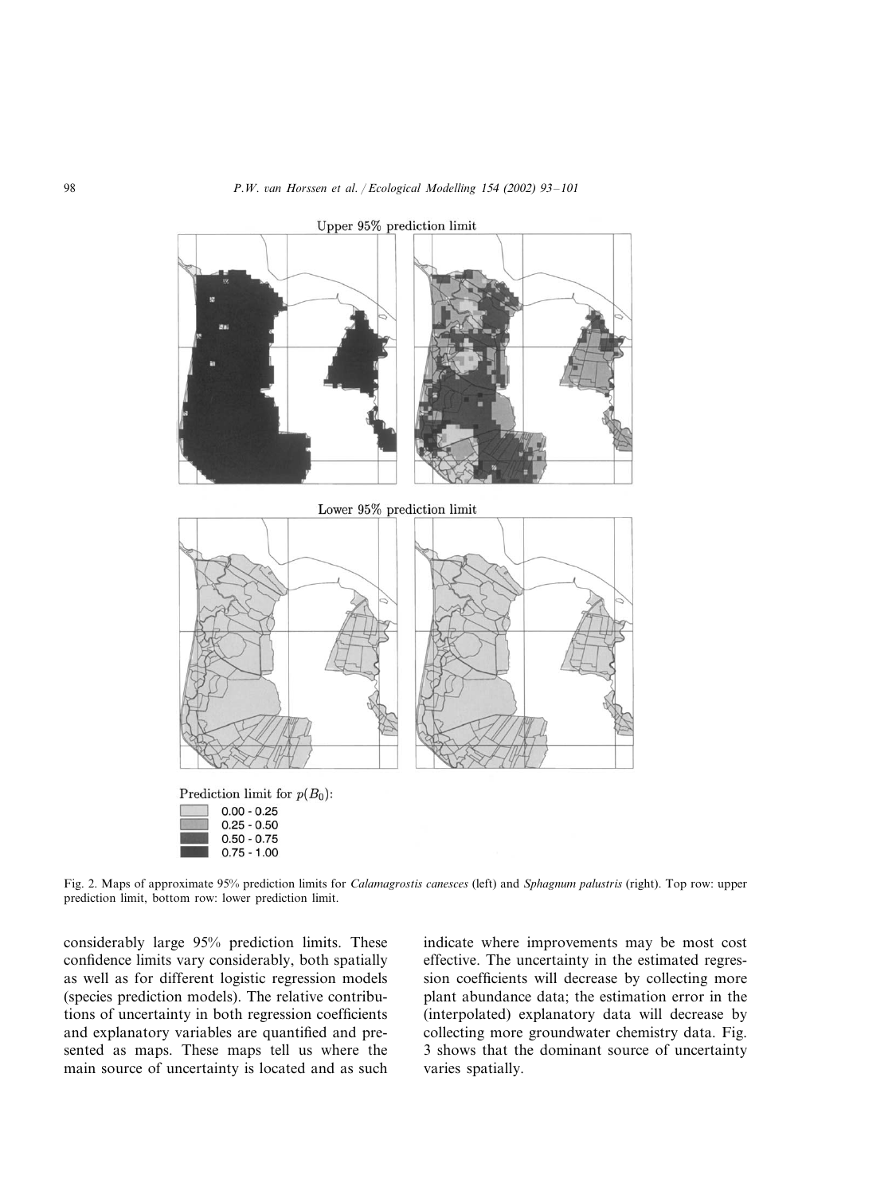Upper 95% prediction limit

Lower 95% prediction limit

Prediction limit for $p(B_0)$:

- 0.00 - 0.25
- 0.25 - 0.50
- 0.50 - 0.75
- 0.75 - 1.00

Fig. 2. Maps of approximate 95% prediction limits for *Calamagrostis canesces* (left) and *Sphagnum palustris* (right). Top row: upper prediction limit, bottom row: lower prediction limit.

considerably large 95% prediction limits. These confidence limits vary considerably, both spatially as well as for different logistic regression models (species prediction models). The relative contributions of uncertainty in both regression coefficients and explanatory variables are quantified and presented as maps. These maps tell us where the main source of uncertainty is located and as such indicate where improvements may be most cost effective. The uncertainty in the estimated regression coefficients will decrease by collecting more plant abundance data; the estimation error in the (interpolated) explanatory data will decrease by collecting more groundwater chemistry data. Fig. 3 shows that the dominant source of uncertainty varies spatially.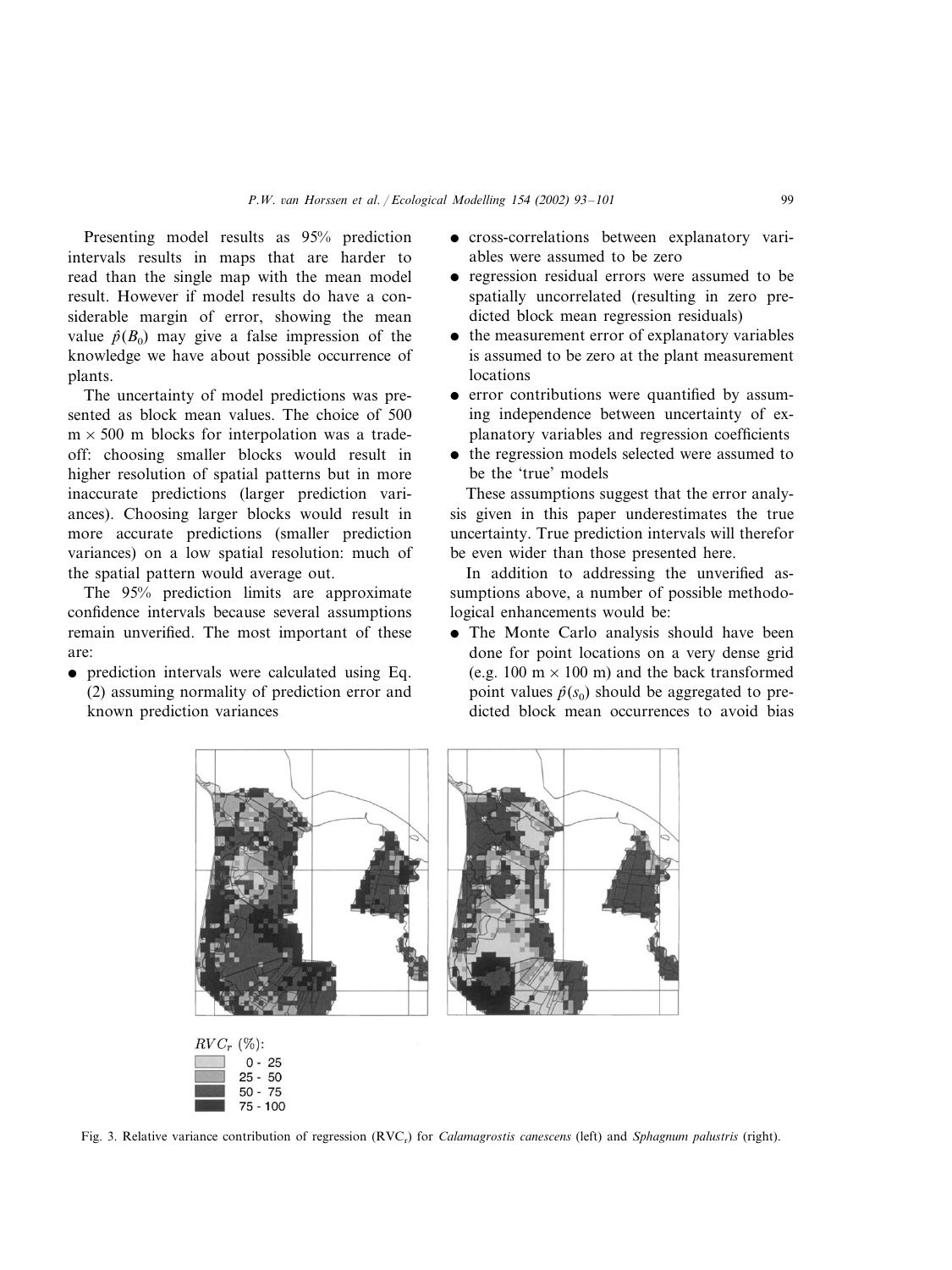Presenting model results as 95% prediction intervals results in maps that are harder to read than the single map with the mean model result. However if model results do have a considerable margin of error, showing the mean value $\hat{p}(B_0)$ may give a false impression of the knowledge we have about possible occurrence of plants.

The uncertainty of model predictions was presented as block mean values. The choice of 500 m × 500 m blocks for interpolation was a tradeoff: choosing smaller blocks would result in higher resolution of spatial patterns but in more inaccurate predictions (larger prediction variances). Choosing larger blocks would result in more accurate predictions (smaller prediction variances) on a low spatial resolution: much of the spatial pattern would average out.

The 95% prediction limits are approximate confidence intervals because several assumptions remain unverified. The most important of these are:

- prediction intervals were calculated using Eq. (2) assuming normality of prediction error and known prediction variances
- cross-correlations between explanatory variables were assumed to be zero
- regression residual errors were assumed to be spatially uncorrelated (resulting in zero predicted block mean regression residuals)
- the measurement error of explanatory variables is assumed to be zero at the plant measurement locations
- error contributions were quantified by assuming independence between uncertainty of explanatory variables and regression coefficients
- the regression models selected were assumed to be the 'true' models

These assumptions suggest that the error analysis given in this paper underestimates the true uncertainty. True prediction intervals will therefor be even wider than those presented here.

In addition to addressing the unverified assumptions above, a number of possible methodological enhancements would be:

- The Monte Carlo analysis should have been done for point locations on a very dense grid (e.g. 100 m × 100 m) and the back transformed point values $\hat{p}(s_0)$ should be aggregated to predicted block mean occurrences to avoid bias

$RVC_r$ (%):
0 - 25
25 - 50
50 - 75
75 - 100

Fig. 3. Relative variance contribution of regression ($RVC_r$) for *Calamagrostis canescens* (left) and *Sphagnum palustris* (right).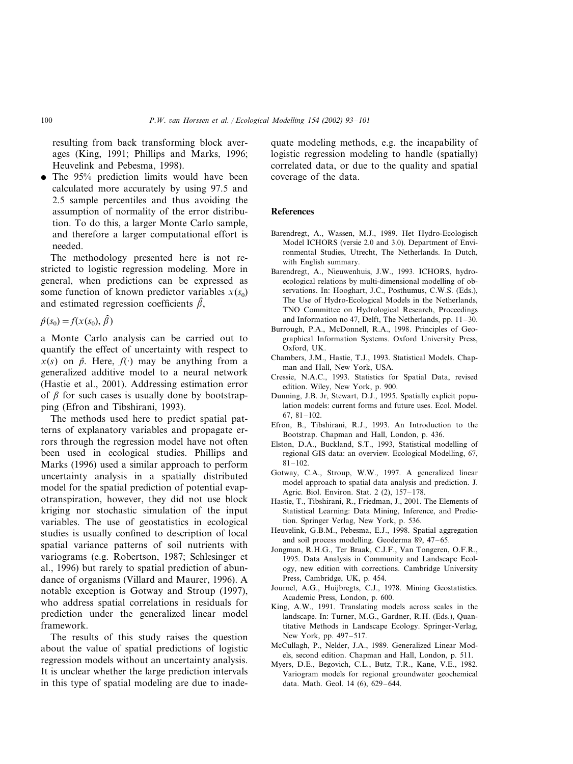resulting from back transforming block averages (King, 1991; Phillips and Marks, 1996; Heuvelink and Pebesma, 1998).

- The 95% prediction limits would have been calculated more accurately by using 97.5 and 2.5 sample percentiles and thus avoiding the assumption of normality of the error distribution. To do this, a larger Monte Carlo sample, and therefore a larger computational effort is needed.

The methodology presented here is not restricted to logistic regression modeling. More in general, when predictions can be expressed as some function of known predictor variables $x(s_0)$ and estimated regression coefficients $\hat{\beta}$,

$$\hat{p}(s_0) = f(x(s_0), \hat{\beta})$$

a Monte Carlo analysis can be carried out to quantify the effect of uncertainty with respect to $x(s)$ on $\hat{p}$. Here, $f(\cdot)$ may be anything from a generalized additive model to a neural network (Hastie et al., 2001). Addressing estimation error of $\beta$ for such cases is usually done by bootstrapping (Efron and Tibshirani, 1993).

The methods used here to predict spatial patterns of explanatory variables and propagate errors through the regression model have not often been used in ecological studies. Phillips and Marks (1996) used a similar approach to perform uncertainty analysis in a spatially distributed model for the spatial prediction of potential evapotranspiration, however, they did not use block kriging nor stochastic simulation of the input variables. The use of geostatistics in ecological studies is usually confined to description of local spatial variance patterns of soil nutrients with variograms (e.g. Robertson, 1987; Schlesinger et al., 1996) but rarely to spatial prediction of abundance of organisms (Villard and Maurer, 1996). A notable exception is Gotway and Stroup (1997), who address spatial correlations in residuals for prediction under the generalized linear model framework.

The results of this study raises the question about the value of spatial predictions of logistic regression models without an uncertainty analysis. It is unclear whether the large prediction intervals in this type of spatial modeling are due to inadequate modeling methods, e.g. the incapability of logistic regression modeling to handle (spatially) correlated data, or due to the quality and spatial coverage of the data.

## References

Barendregt, A., Wassen, M.J., 1989. Het Hydro-Ecologisch Model ICHORS (versie 2.0 and 3.0). Department of Environmental Studies, Utrecht, The Netherlands. In Dutch, with English summary.

Barendregt, A., Nieuwenhuis, J.W., 1993. ICHORS, hydro-ecological relations by multi-dimensional modelling of observations. In: Hooghart, J.C., Posthumus, C.W.S. (Eds.), The Use of Hydro-Ecological Models in the Netherlands, TNO Committee on Hydrological Research, Proceedings and Information no 47, Delft, The Netherlands, pp. 11–30.

Burrough, P.A., McDonnell, R.A., 1998. Principles of Geographical Information Systems. Oxford University Press, Oxford, UK.

Chambers, J.M., Hastie, T.J., 1993. Statistical Models. Chapman and Hall, New York, USA.

Cressie, N.A.C., 1993. Statistics for Spatial Data, revised edition. Wiley, New York, p. 900.

Dunning, J.B. Jr, Stewart, D.J., 1995. Spatially explicit population models: current forms and future uses. Ecol. Model. 67, 81–102.

Efron, B., Tibshirani, R.J., 1993. An Introduction to the Bootstrap. Chapman and Hall, London, p. 436.

Elston, D.A., Buckland, S.T., 1993, Statistical modelling of regional GIS data: an overview. Ecological Modelling, 67, 81–102.

Gotway, C.A., Stroup, W.W., 1997. A generalized linear model approach to spatial data analysis and prediction. J. Agric. Biol. Environ. Stat. 2 (2), 157–178.

Hastie, T., Tibshirani, R., Friedman, J., 2001. The Elements of Statistical Learning: Data Mining, Inference, and Prediction. Springer Verlag, New York, p. 536.

Heuvelink, G.B.M., Pebesma, E.J., 1998. Spatial aggregation and soil process modelling. Geoderma 89, 47–65.

Jongman, R.H.G., Ter Braak, C.J.F., Van Tongeren, O.F.R., 1995. Data Analysis in Community and Landscape Ecology, new edition with corrections. Cambridge University Press, Cambridge, UK, p. 454.

Journel, A.G., Huijbregts, C.J., 1978. Mining Geostatistics. Academic Press, London, p. 600.

King, A.W., 1991. Translating models across scales in the landscape. In: Turner, M.G., Gardner, R.H. (Eds.), Quantitative Methods in Landscape Ecology. Springer-Verlag, New York, pp. 497–517.

McCullagh, P., Nelder, J.A., 1989. Generalized Linear Models, second edition. Chapman and Hall, London, p. 511.

Myers, D.E., Begovich, C.L., Butz, T.R., Kane, V.E., 1982. Variogram models for regional groundwater geochemical data. Math. Geol. 14 (6), 629–644.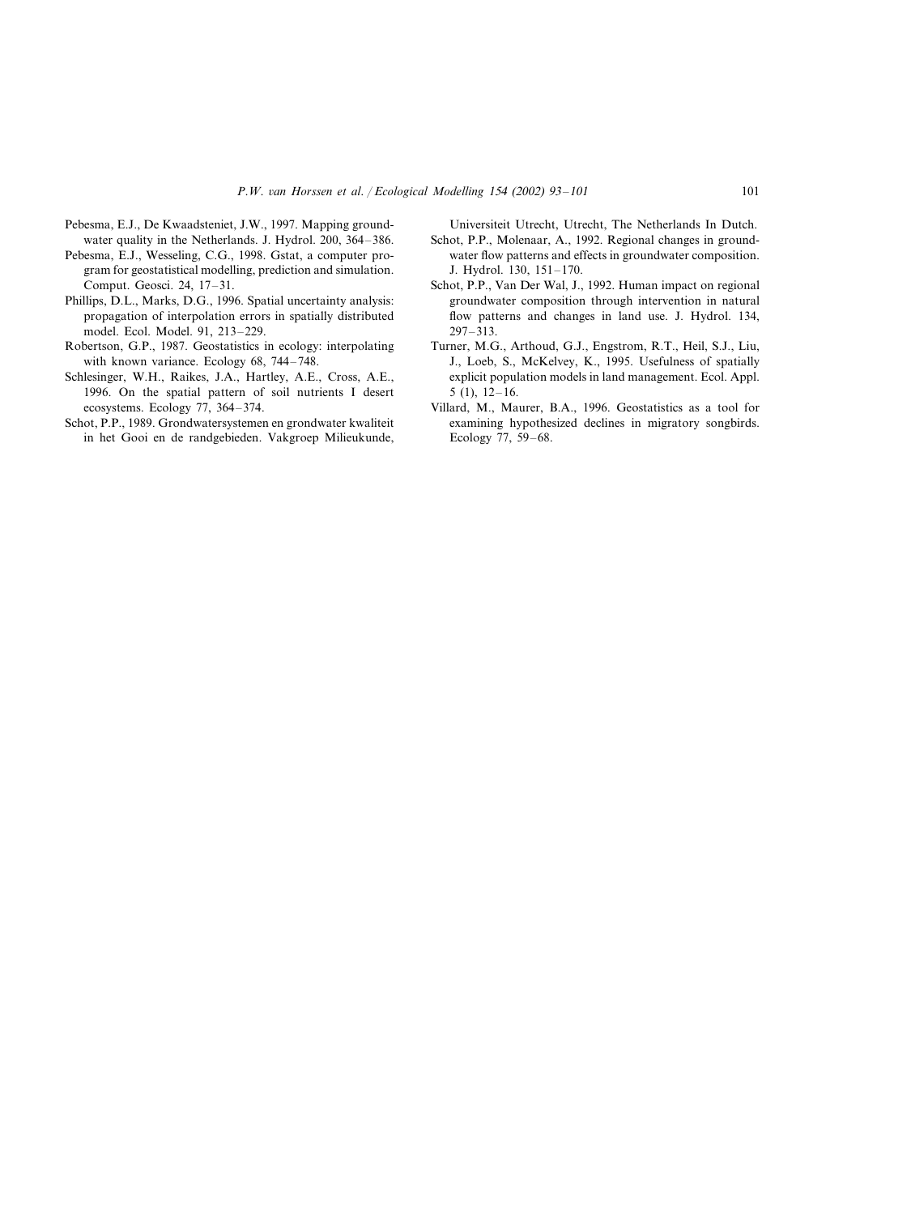Pebesma, E.J., De Kwaadsteniet, J.W., 1997. Mapping groundwater quality in the Netherlands. J. Hydrol. 200, 364–386.

Pebesma, E.J., Wesseling, C.G., 1998. Gstat, a computer program for geostatistical modelling, prediction and simulation. Comput. Geosci. 24, 17–31.

Phillips, D.L., Marks, D.G., 1996. Spatial uncertainty analysis: propagation of interpolation errors in spatially distributed model. Ecol. Model. 91, 213–229.

Robertson, G.P., 1987. Geostatistics in ecology: interpolating with known variance. Ecology 68, 744–748.

Schlesinger, W.H., Raikes, J.A., Hartley, A.E., Cross, A.E., 1996. On the spatial pattern of soil nutrients I desert ecosystems. Ecology 77, 364–374.

Schot, P.P., 1989. Grondwatersystemen en grondwater kwaliteit in het Gooi en de randgebieden. Vakgroep Milieukunde, Universiteit Utrecht, Utrecht, The Netherlands In Dutch.

Schot, P.P., Molenaar, A., 1992. Regional changes in groundwater flow patterns and effects in groundwater composition. J. Hydrol. 130, 151–170.

Schot, P.P., Van Der Wal, J., 1992. Human impact on regional groundwater composition through intervention in natural flow patterns and changes in land use. J. Hydrol. 134, 297–313.

Turner, M.G., Arthoud, G.J., Engstrom, R.T., Heil, S.J., Liu, J., Loeb, S., McKelvey, K., 1995. Usefulness of spatially explicit population models in land management. Ecol. Appl. 5 (1), 12–16.

Villard, M., Maurer, B.A., 1996. Geostatistics as a tool for examining hypothesized declines in migratory songbirds. Ecology 77, 59–68.